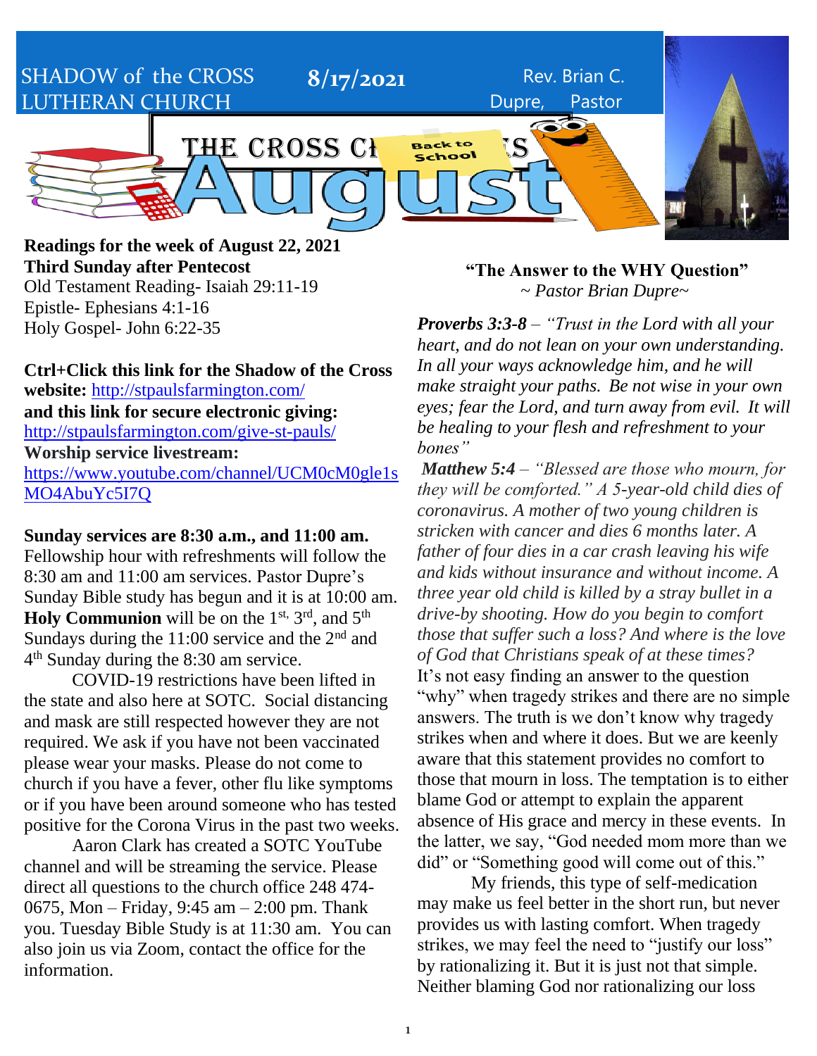SHADOW of the CROSS LUTHERAN CHURCH **8/17/2021** Rev. Brian C. Dupre, Pastor

# THE CROSS CHRONICLES — August

**Readings for the week of August 22, 2021**
**Third Sunday after Pentecost**
Old Testament Reading- Isaiah 29:11-19
Epistle- Ephesians 4:1-16
Holy Gospel- John 6:22-35

**Ctrl+Click this link for the Shadow of the Cross website:** http://stpaulsfarmington.com/
**and this link for secure electronic giving:** http://stpaulsfarmington.com/give-st-pauls/
**Worship service livestream:** https://www.youtube.com/channel/UCM0cM0gle1sMO4AbuYc5I7Q

**Sunday services are 8:30 a.m., and 11:00 am.** Fellowship hour with refreshments will follow the 8:30 am and 11:00 am services. Pastor Dupre's Sunday Bible study has begun and it is at 10:00 am. **Holy Communion** will be on the 1st, 3rd, and 5th Sundays during the 11:00 service and the 2nd and 4th Sunday during the 8:30 am service.

COVID-19 restrictions have been lifted in the state and also here at SOTC. Social distancing and mask are still respected however they are not required. We ask if you have not been vaccinated please wear your masks. Please do not come to church if you have a fever, other flu like symptoms or if you have been around someone who has tested positive for the Corona Virus in the past two weeks.

Aaron Clark has created a SOTC YouTube channel and will be streaming the service. Please direct all questions to the church office 248 474-0675, Mon – Friday, 9:45 am – 2:00 pm. Thank you. Tuesday Bible Study is at 11:30 am. You can also join us via Zoom, contact the office for the information.

## "The Answer to the WHY Question"

*~ Pastor Brian Dupre~*

***Proverbs 3:3-8*** *– "Trust in the Lord with all your heart, and do not lean on your own understanding. In all your ways acknowledge him, and he will make straight your paths. Be not wise in your own eyes; fear the Lord, and turn away from evil. It will be healing to your flesh and refreshment to your bones"*

***Matthew 5:4*** *– "Blessed are those who mourn, for they will be comforted." A 5-year-old child dies of coronavirus. A mother of two young children is stricken with cancer and dies 6 months later. A father of four dies in a car crash leaving his wife and kids without insurance and without income. A three year old child is killed by a stray bullet in a drive-by shooting. How do you begin to comfort those that suffer such a loss? And where is the love of God that Christians speak of at these times?*

It's not easy finding an answer to the question "why" when tragedy strikes and there are no simple answers. The truth is we don't know why tragedy strikes when and where it does. But we are keenly aware that this statement provides no comfort to those that mourn in loss. The temptation is to either blame God or attempt to explain the apparent absence of His grace and mercy in these events. In the latter, we say, "God needed mom more than we did" or "Something good will come out of this."

My friends, this type of self-medication may make us feel better in the short run, but never provides us with lasting comfort. When tragedy strikes, we may feel the need to "justify our loss" by rationalizing it. But it is just not that simple. Neither blaming God nor rationalizing our loss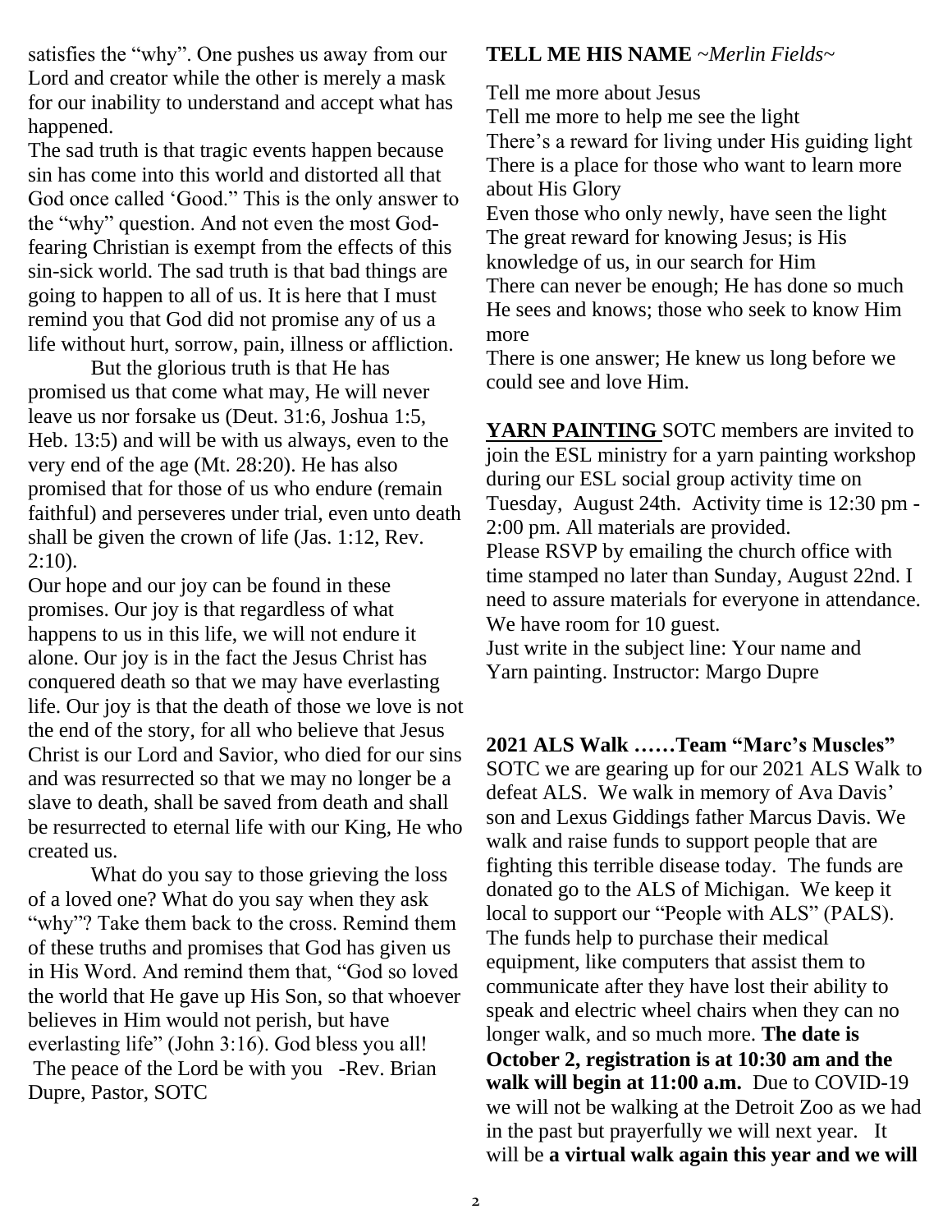satisfies the "why". One pushes us away from our Lord and creator while the other is merely a mask for our inability to understand and accept what has happened.

The sad truth is that tragic events happen because sin has come into this world and distorted all that God once called 'Good." This is the only answer to the "why" question. And not even the most God-fearing Christian is exempt from the effects of this sin-sick world. The sad truth is that bad things are going to happen to all of us. It is here that I must remind you that God did not promise any of us a life without hurt, sorrow, pain, illness or affliction.

But the glorious truth is that He has promised us that come what may, He will never leave us nor forsake us (Deut. 31:6, Joshua 1:5, Heb. 13:5) and will be with us always, even to the very end of the age (Mt. 28:20). He has also promised that for those of us who endure (remain faithful) and perseveres under trial, even unto death shall be given the crown of life (Jas. 1:12, Rev. 2:10).

Our hope and our joy can be found in these promises. Our joy is that regardless of what happens to us in this life, we will not endure it alone. Our joy is in the fact the Jesus Christ has conquered death so that we may have everlasting life. Our joy is that the death of those we love is not the end of the story, for all who believe that Jesus Christ is our Lord and Savior, who died for our sins and was resurrected so that we may no longer be a slave to death, shall be saved from death and shall be resurrected to eternal life with our King, He who created us.

What do you say to those grieving the loss of a loved one? What do you say when they ask "why"? Take them back to the cross. Remind them of these truths and promises that God has given us in His Word. And remind them that, "God so loved the world that He gave up His Son, so that whoever believes in Him would not perish, but have everlasting life" (John 3:16). God bless you all! The peace of the Lord be with you -Rev. Brian Dupre, Pastor, SOTC

**TELL ME HIS NAME** *~Merlin Fields~*

Tell me more about Jesus
Tell me more to help me see the light
There's a reward for living under His guiding light
There is a place for those who want to learn more about His Glory
Even those who only newly, have seen the light
The great reward for knowing Jesus; is His knowledge of us, in our search for Him
There can never be enough; He has done so much
He sees and knows; those who seek to know Him more
There is one answer; He knew us long before we could see and love Him.

**YARN PAINTING** SOTC members are invited to join the ESL ministry for a yarn painting workshop during our ESL social group activity time on Tuesday, August 24th. Activity time is 12:30 pm - 2:00 pm. All materials are provided.
Please RSVP by emailing the church office with time stamped no later than Sunday, August 22nd. I need to assure materials for everyone in attendance. We have room for 10 guest.
Just write in the subject line: Your name and Yarn painting. Instructor: Margo Dupre

**2021 ALS Walk ……Team "Marc's Muscles"**
SOTC we are gearing up for our 2021 ALS Walk to defeat ALS. We walk in memory of Ava Davis' son and Lexus Giddings father Marcus Davis. We walk and raise funds to support people that are fighting this terrible disease today. The funds are donated go to the ALS of Michigan. We keep it local to support our "People with ALS" (PALS). The funds help to purchase their medical equipment, like computers that assist them to communicate after they have lost their ability to speak and electric wheel chairs when they can no longer walk, and so much more. **The date is October 2, registration is at 10:30 am and the walk will begin at 11:00 a.m.** Due to COVID-19 we will not be walking at the Detroit Zoo as we had in the past but prayerfully we will next year. It will be **a virtual walk again this year and we will**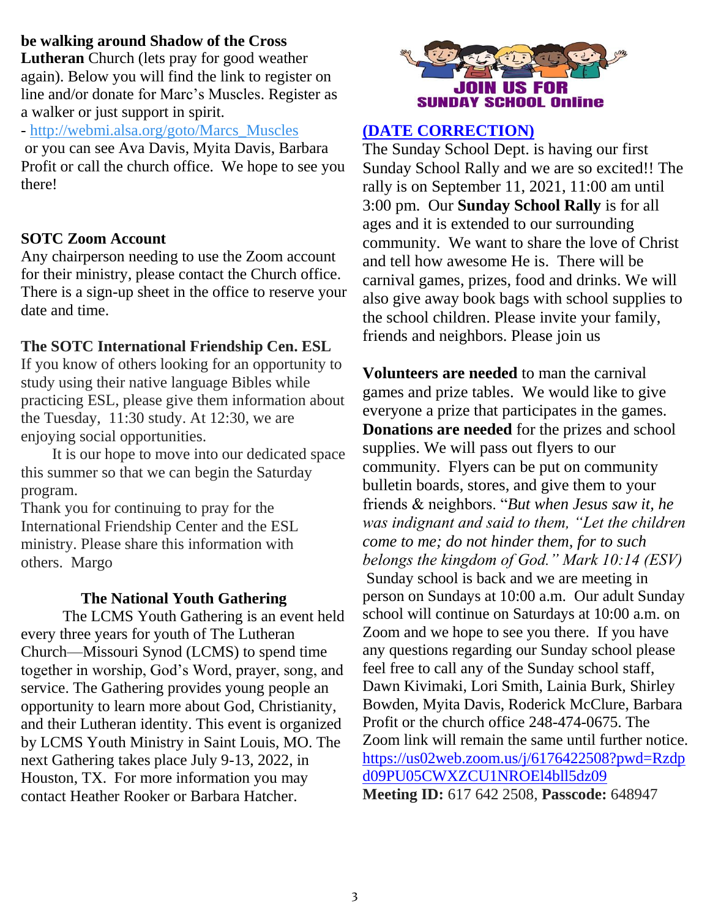**be walking around Shadow of the Cross Lutheran** Church (lets pray for good weather again). Below you will find the link to register on line and/or donate for Marc's Muscles. Register as a walker or just support in spirit.

- http://webmi.alsa.org/goto/Marcs_Muscles

or you can see Ava Davis, Myita Davis, Barbara Profit or call the church office. We hope to see you there!

**SOTC Zoom Account**

Any chairperson needing to use the Zoom account for their ministry, please contact the Church office. There is a sign-up sheet in the office to reserve your date and time.

**The SOTC International Friendship Cen. ESL**

If you know of others looking for an opportunity to study using their native language Bibles while practicing ESL, please give them information about the Tuesday, 11:30 study. At 12:30, we are enjoying social opportunities.

It is our hope to move into our dedicated space this summer so that we can begin the Saturday program.

Thank you for continuing to pray for the International Friendship Center and the ESL ministry. Please share this information with others. Margo

**The National Youth Gathering**

The LCMS Youth Gathering is an event held every three years for youth of The Lutheran Church—Missouri Synod (LCMS) to spend time together in worship, God's Word, prayer, song, and service. The Gathering provides young people an opportunity to learn more about God, Christianity, and their Lutheran identity. This event is organized by LCMS Youth Ministry in Saint Louis, MO. The next Gathering takes place July 9-13, 2022, in Houston, TX. For more information you may contact Heather Rooker or Barbara Hatcher.

**JOIN US FOR SUNDAY SCHOOL Online**

**(DATE CORRECTION)**

The Sunday School Dept. is having our first Sunday School Rally and we are so excited!! The rally is on September 11, 2021, 11:00 am until 3:00 pm. Our **Sunday School Rally** is for all ages and it is extended to our surrounding community. We want to share the love of Christ and tell how awesome He is. There will be carnival games, prizes, food and drinks. We will also give away book bags with school supplies to the school children. Please invite your family, friends and neighbors. Please join us

**Volunteers are needed** to man the carnival games and prize tables. We would like to give everyone a prize that participates in the games. **Donations are needed** for the prizes and school supplies. We will pass out flyers to our community. Flyers can be put on community bulletin boards, stores, and give them to your friends & neighbors. "*But when Jesus saw it, he was indignant and said to them, "Let the children come to me; do not hinder them, for to such belongs the kingdom of God." Mark 10:14 (ESV)*

Sunday school is back and we are meeting in person on Sundays at 10:00 a.m. Our adult Sunday school will continue on Saturdays at 10:00 a.m. on Zoom and we hope to see you there. If you have any questions regarding our Sunday school please feel free to call any of the Sunday school staff, Dawn Kivimaki, Lori Smith, Lainia Burk, Shirley Bowden, Myita Davis, Roderick McClure, Barbara Profit or the church office 248-474-0675. The Zoom link will remain the same until further notice. https://us02web.zoom.us/j/6176422508?pwd=Rzdpd09PU05CWXZCU1NROEl4bll5dz09

**Meeting ID:** 617 642 2508, **Passcode:** 648947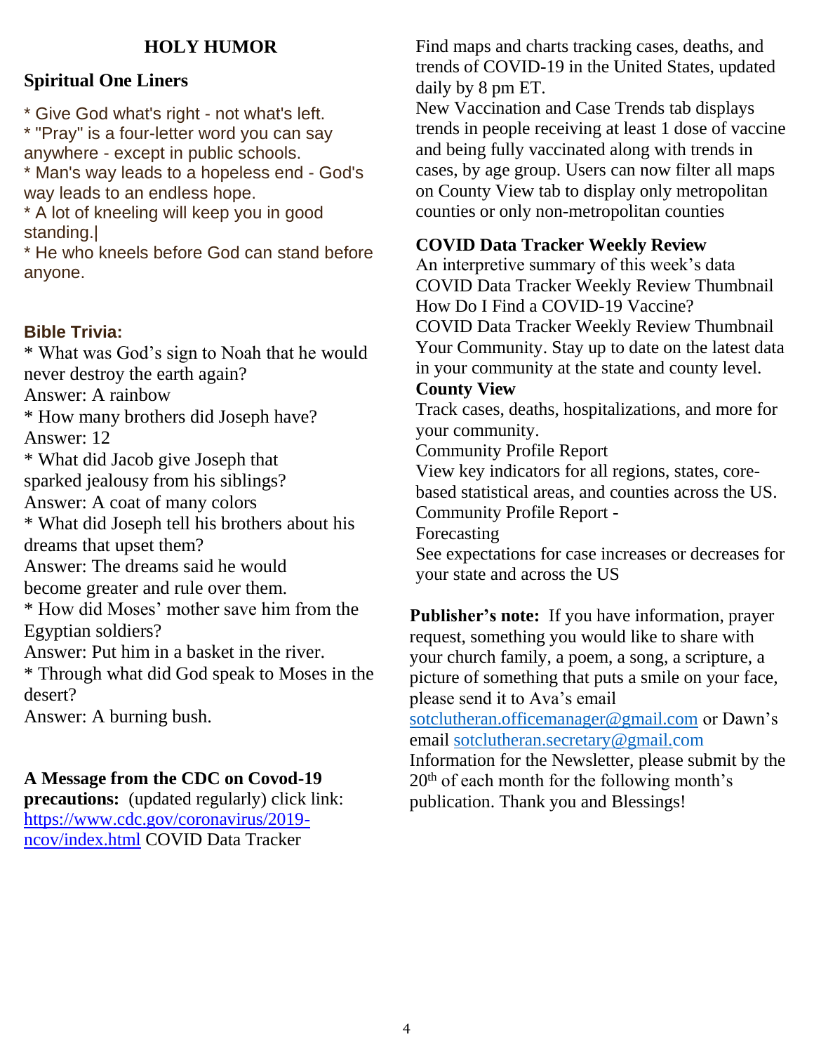## HOLY HUMOR

### Spiritual One Liners

* Give God what's right - not what's left.
* "Pray" is a four-letter word you can say anywhere - except in public schools.
* Man's way leads to a hopeless end - God's way leads to an endless hope.
* A lot of kneeling will keep you in good standing.|
* He who kneels before God can stand before anyone.

### Bible Trivia:

* What was God's sign to Noah that he would never destroy the earth again?
Answer: A rainbow
* How many brothers did Joseph have?
Answer: 12
* What did Jacob give Joseph that sparked jealousy from his siblings?
Answer: A coat of many colors
* What did Joseph tell his brothers about his dreams that upset them?
Answer: The dreams said he would become greater and rule over them.
* How did Moses' mother save him from the Egyptian soldiers?
Answer: Put him in a basket in the river.
* Through what did God speak to Moses in the desert?
Answer: A burning bush.

**A Message from the CDC on Covod-19 precautions:** (updated regularly) click link: [https://www.cdc.gov/coronavirus/2019-ncov/index.html](https://www.cdc.gov/coronavirus/2019-ncov/index.html) COVID Data Tracker

Find maps and charts tracking cases, deaths, and trends of COVID-19 in the United States, updated daily by 8 pm ET.
New Vaccination and Case Trends tab displays trends in people receiving at least 1 dose of vaccine and being fully vaccinated along with trends in cases, by age group. Users can now filter all maps on County View tab to display only metropolitan counties or only non-metropolitan counties

**COVID Data Tracker Weekly Review**
An interpretive summary of this week's data
COVID Data Tracker Weekly Review Thumbnail
How Do I Find a COVID-19 Vaccine?
COVID Data Tracker Weekly Review Thumbnail
Your Community. Stay up to date on the latest data in your community at the state and county level.
**County View**
Track cases, deaths, hospitalizations, and more for your community.
Community Profile Report
View key indicators for all regions, states, core-based statistical areas, and counties across the US.
Community Profile Report -
Forecasting
See expectations for case increases or decreases for your state and across the US

**Publisher's note:** If you have information, prayer request, something you would like to share with your church family, a poem, a song, a scripture, a picture of something that puts a smile on your face, please send it to Ava's email [sotclutheran.officemanager@gmail.com](mailto:sotclutheran.officemanager@gmail.com) or Dawn's email [sotclutheran.secretary@gmail.com](mailto:sotclutheran.secretary@gmail.com)
Information for the Newsletter, please submit by the 20th of each month for the following month's publication. Thank you and Blessings!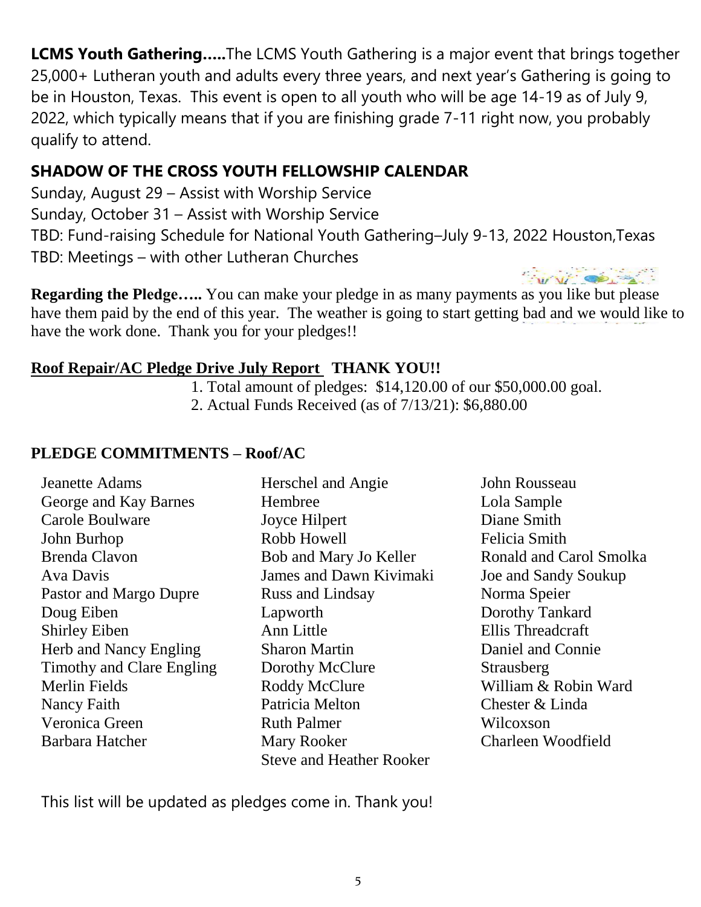**LCMS Youth Gathering…..**The LCMS Youth Gathering is a major event that brings together 25,000+ Lutheran youth and adults every three years, and next year's Gathering is going to be in Houston, Texas. This event is open to all youth who will be age 14-19 as of July 9, 2022, which typically means that if you are finishing grade 7-11 right now, you probably qualify to attend.

## SHADOW OF THE CROSS YOUTH FELLOWSHIP CALENDAR

Sunday, August 29 – Assist with Worship Service
Sunday, October 31 – Assist with Worship Service
TBD: Fund-raising Schedule for National Youth Gathering–July 9-13, 2022 Houston,Texas
TBD: Meetings – with other Lutheran Churches

**Regarding the Pledge…..** You can make your pledge in as many payments as you like but please have them paid by the end of this year. The weather is going to start getting bad and we would like to have the work done. Thank you for your pledges!!

**Roof Repair/AC Pledge Drive July Report THANK YOU!!**

1. Total amount of pledges: $14,120.00 of our $50,000.00 goal.
2. Actual Funds Received (as of 7/13/21): $6,880.00

## PLEDGE COMMITMENTS – Roof/AC

Jeanette Adams
George and Kay Barnes
Carole Boulware
John Burhop
Brenda Clavon
Ava Davis
Pastor and Margo Dupre
Doug Eiben
Shirley Eiben
Herb and Nancy Engling
Timothy and Clare Engling
Merlin Fields
Nancy Faith
Veronica Green
Barbara Hatcher
Herschel and Angie Hembree
Joyce Hilpert
Robb Howell
Bob and Mary Jo Keller
James and Dawn Kivimaki
Russ and Lindsay Lapworth
Ann Little
Sharon Martin
Dorothy McClure
Roddy McClure
Patricia Melton
Ruth Palmer
Mary Rooker
Steve and Heather Rooker
John Rousseau
Lola Sample
Diane Smith
Felicia Smith
Ronald and Carol Smolka
Joe and Sandy Soukup
Norma Speier
Dorothy Tankard
Ellis Threadcraft
Daniel and Connie Strausberg
William & Robin Ward
Chester & Linda Wilcoxson
Charleen Woodfield

This list will be updated as pledges come in. Thank you!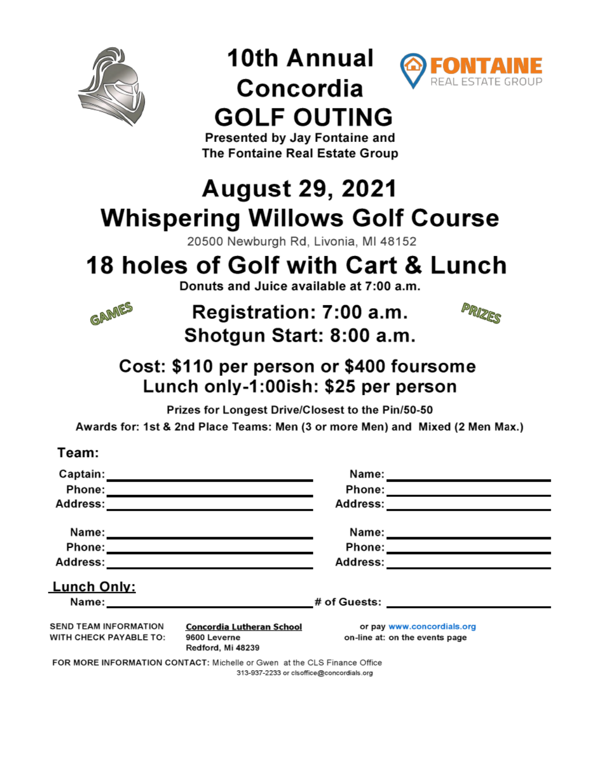# 10th Annual Concordia GOLF OUTING

FONTAINE REAL ESTATE GROUP

**Presented by Jay Fontaine and The Fontaine Real Estate Group**

## August 29, 2021

## Whispering Willows Golf Course

20500 Newburgh Rd, Livonia, MI 48152

## 18 holes of Golf with Cart & Lunch

**Donuts and Juice available at 7:00 a.m.**

GAMES

**Registration: 7:00 a.m.**

**Shotgun Start: 8:00 a.m.**

PRIZES

**Cost: $110 per person or $400 foursome**

**Lunch only-1:00ish: $25 per person**

**Prizes for Longest Drive/Closest to the Pin/50-50**

**Awards for: 1st & 2nd Place Teams: Men (3 or more Men) and Mixed (2 Men Max.)**

**Team:**

Captain: ______________________ Name: ______________________
Phone: ______________________ Phone: ______________________
Address: ______________________ Address: ______________________

Name: ______________________ Name: ______________________
Phone: ______________________ Phone: ______________________
Address: ______________________ Address: ______________________

**Lunch Only:**

Name: ______________________ # of Guests: ______________________

SEND TEAM INFORMATION WITH CHECK PAYABLE TO: **Concordia Lutheran School**
9600 Leverne
Redford, Mi 48239

or pay on-line at: www.concordials.org on the events page

**FOR MORE INFORMATION CONTACT:** Michelle or Gwen at the CLS Finance Office
313-937-2233 or clsoffice@concordials.org